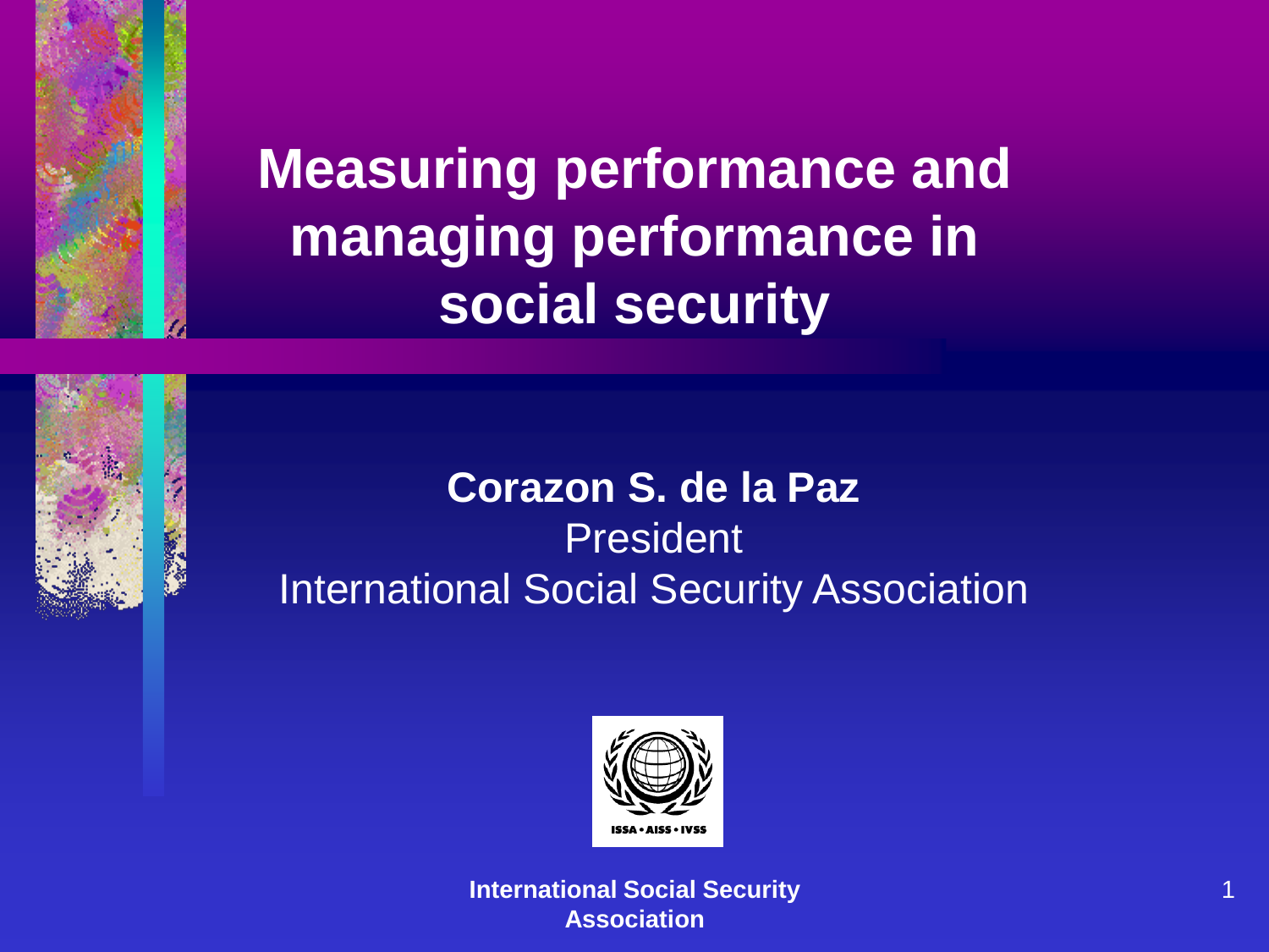# Measuring performance and managing performance in social security

**Corazon S. de la Paz**

President

International Social Security Association

ISSA • AISS • IVSS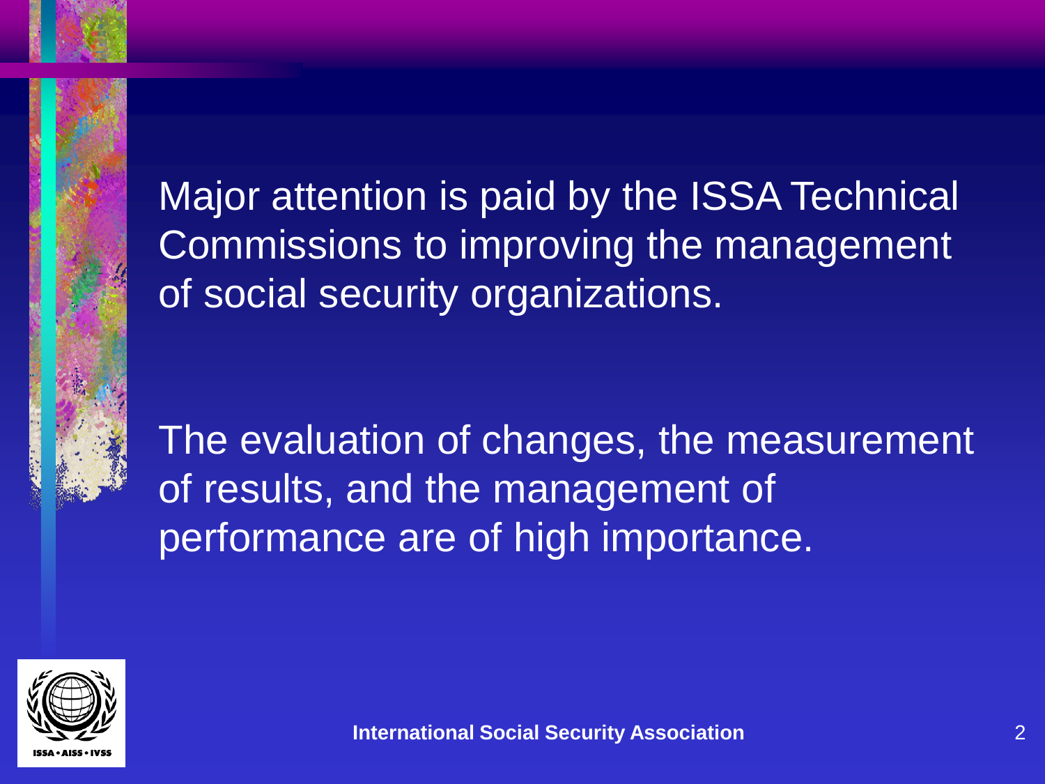Major attention is paid by the ISSA Technical Commissions to improving the management of social security organizations.

The evaluation of changes, the measurement of results, and the management of performance are of high importance.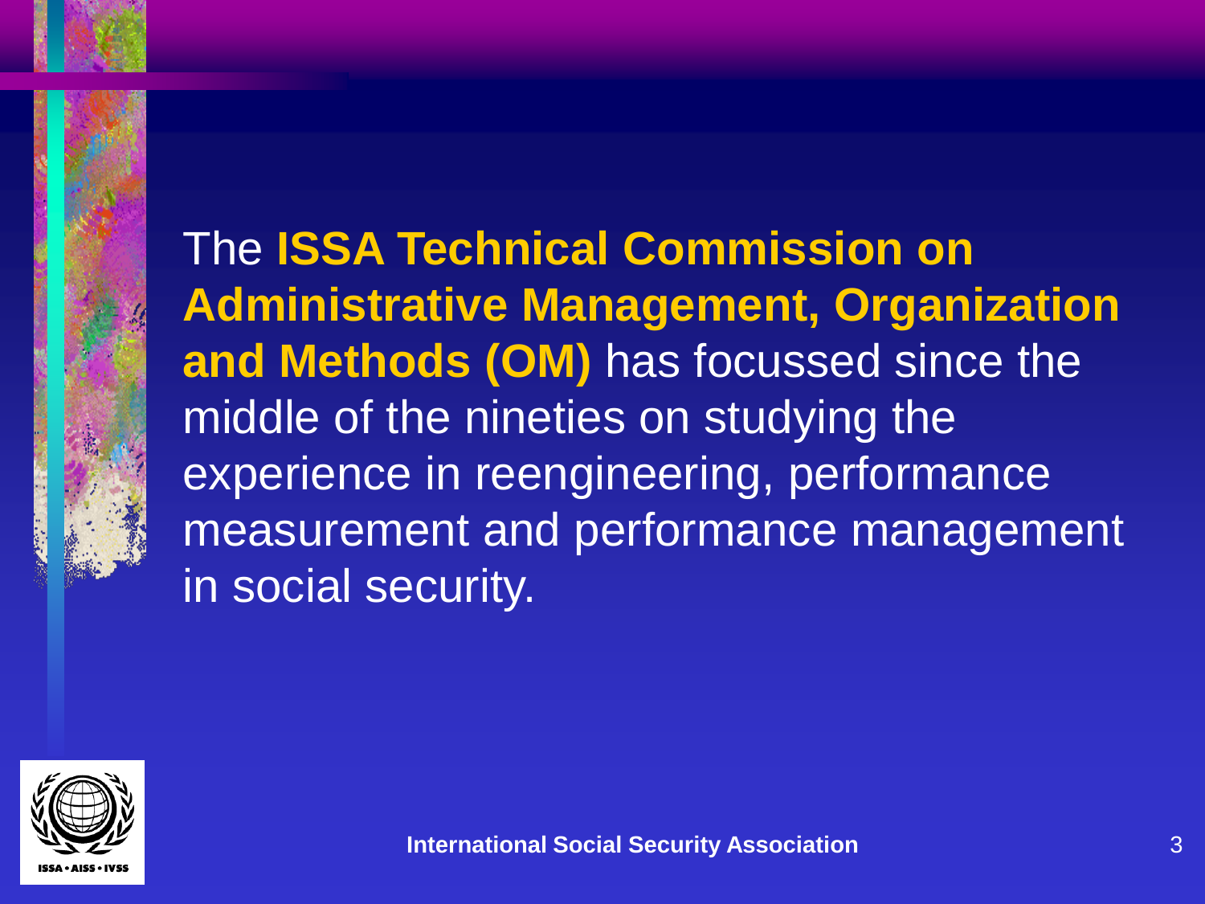The **ISSA Technical Commission on Administrative Management, Organization and Methods (OM)** has focussed since the middle of the nineties on studying the experience in reengineering, performance measurement and performance management in social security.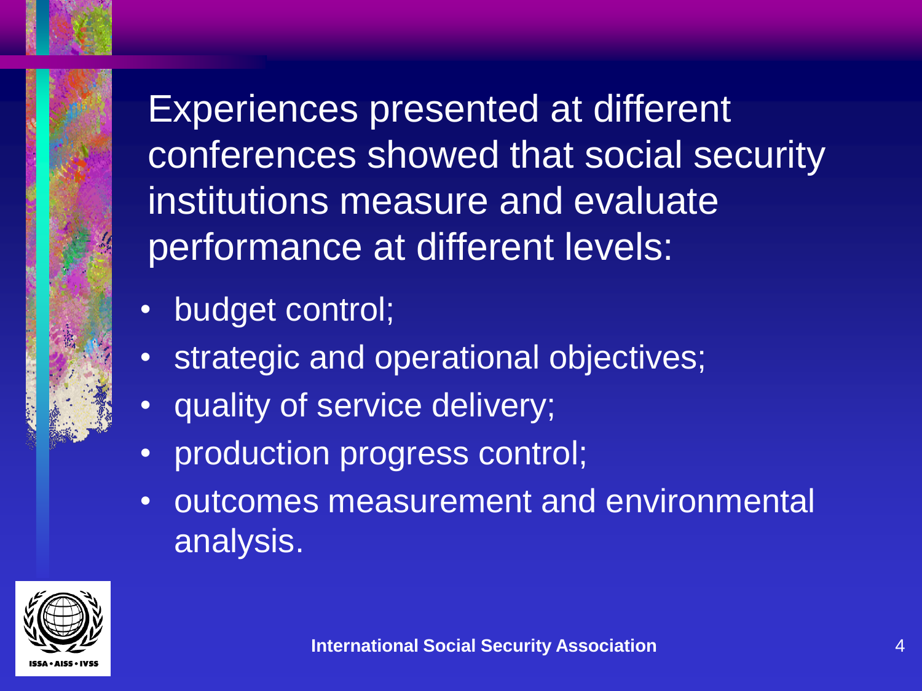Experiences presented at different conferences showed that social security institutions measure and evaluate performance at different levels:

- budget control;
- strategic and operational objectives;
- quality of service delivery;
- production progress control;
- outcomes measurement and environmental analysis.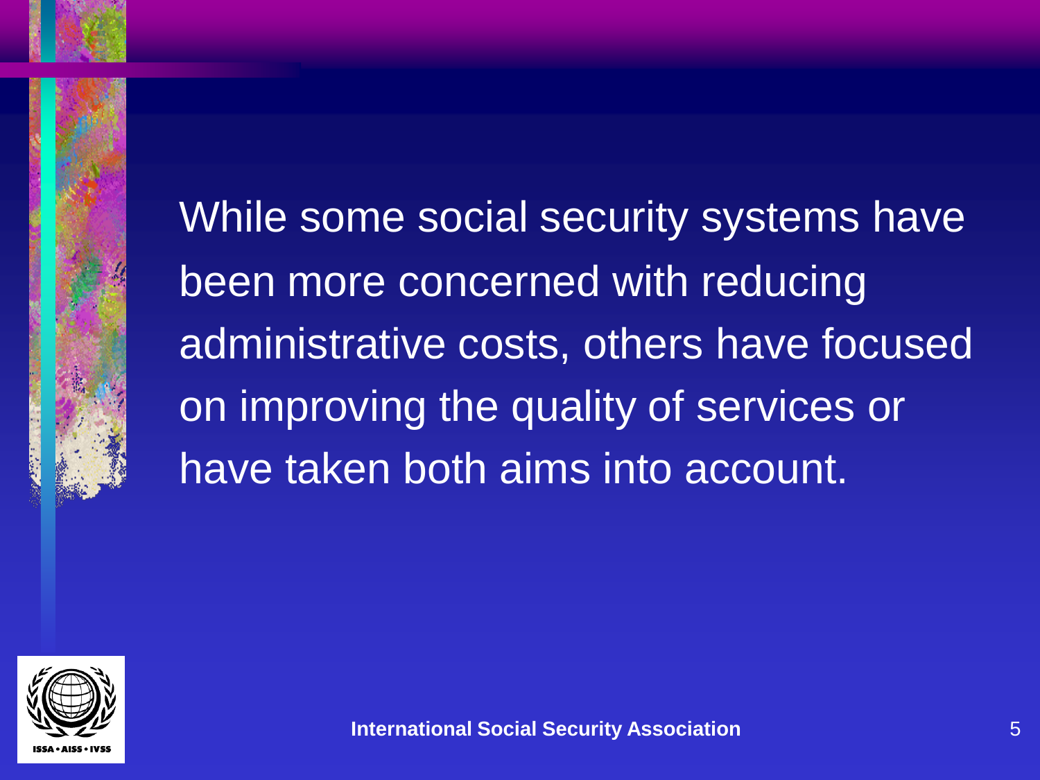While some social security systems have been more concerned with reducing administrative costs, others have focused on improving the quality of services or have taken both aims into account.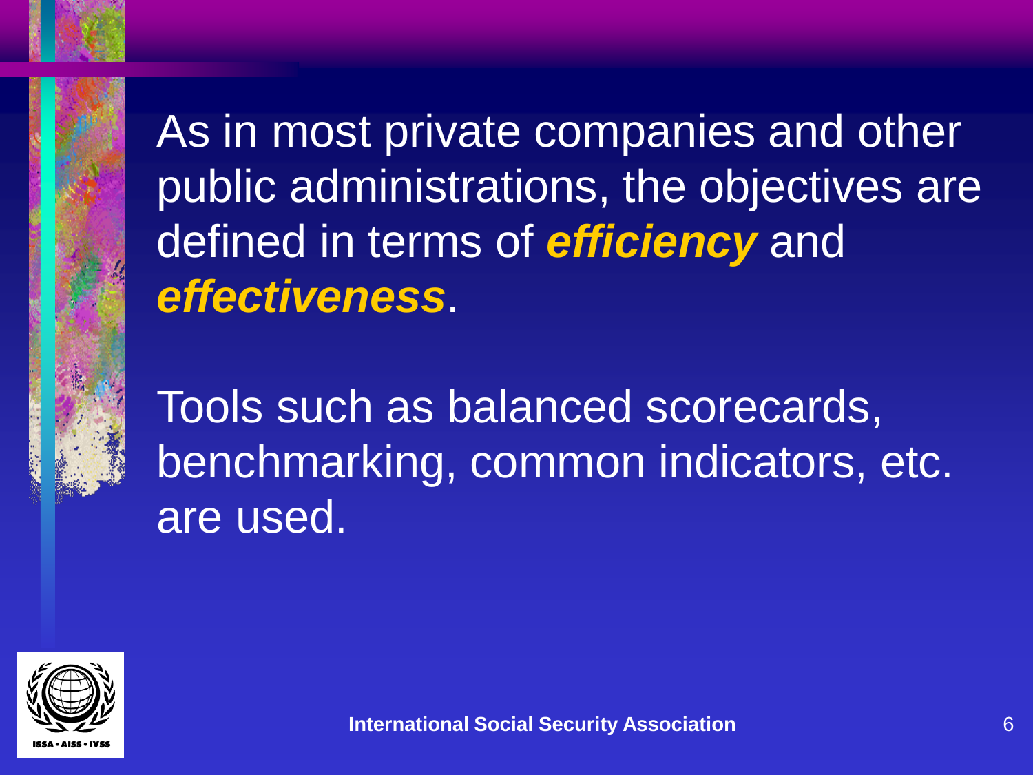As in most private companies and other public administrations, the objectives are defined in terms of ***efficiency*** and ***effectiveness***.

Tools such as balanced scorecards, benchmarking, common indicators, etc. are used.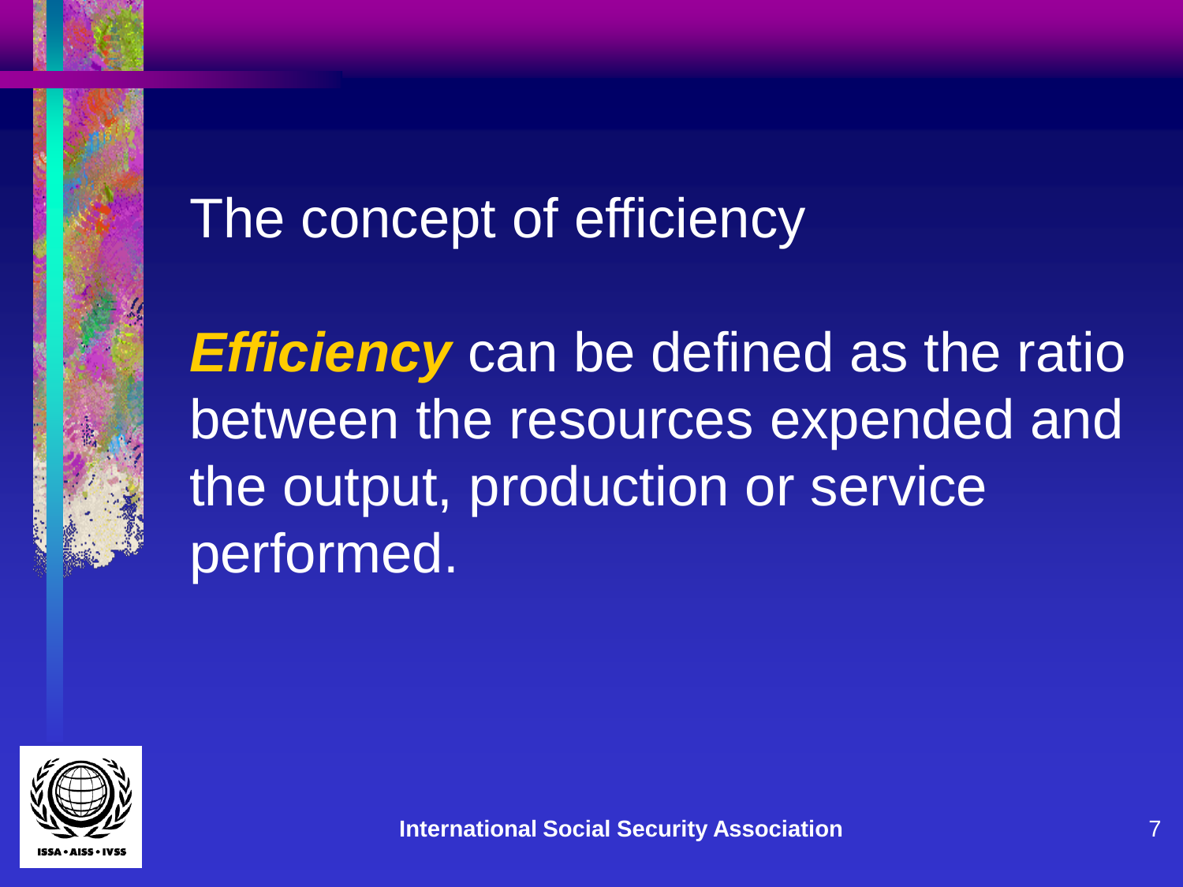# The concept of efficiency

***Efficiency*** can be defined as the ratio between the resources expended and the output, production or service performed.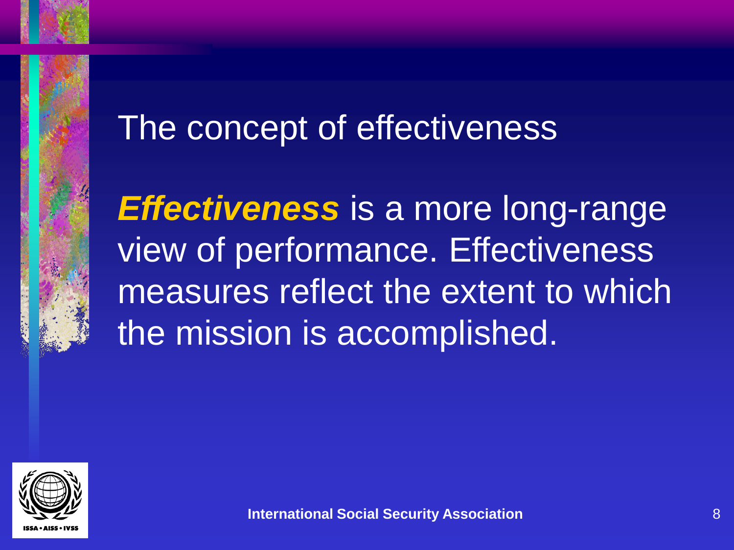# The concept of effectiveness

***Effectiveness*** is a more long-range view of performance. Effectiveness measures reflect the extent to which the mission is accomplished.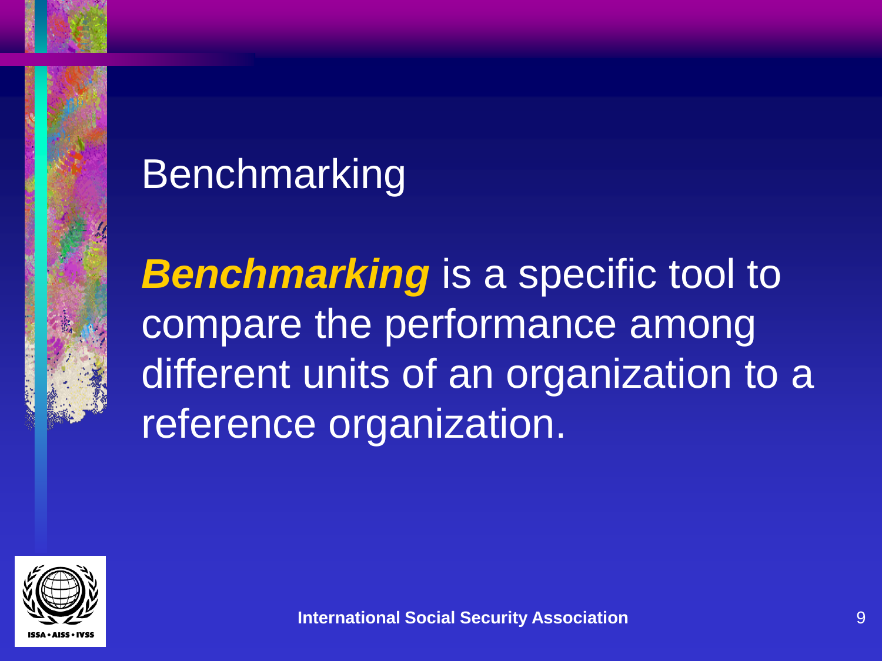# Benchmarking

***Benchmarking*** is a specific tool to compare the performance among different units of an organization to a reference organization.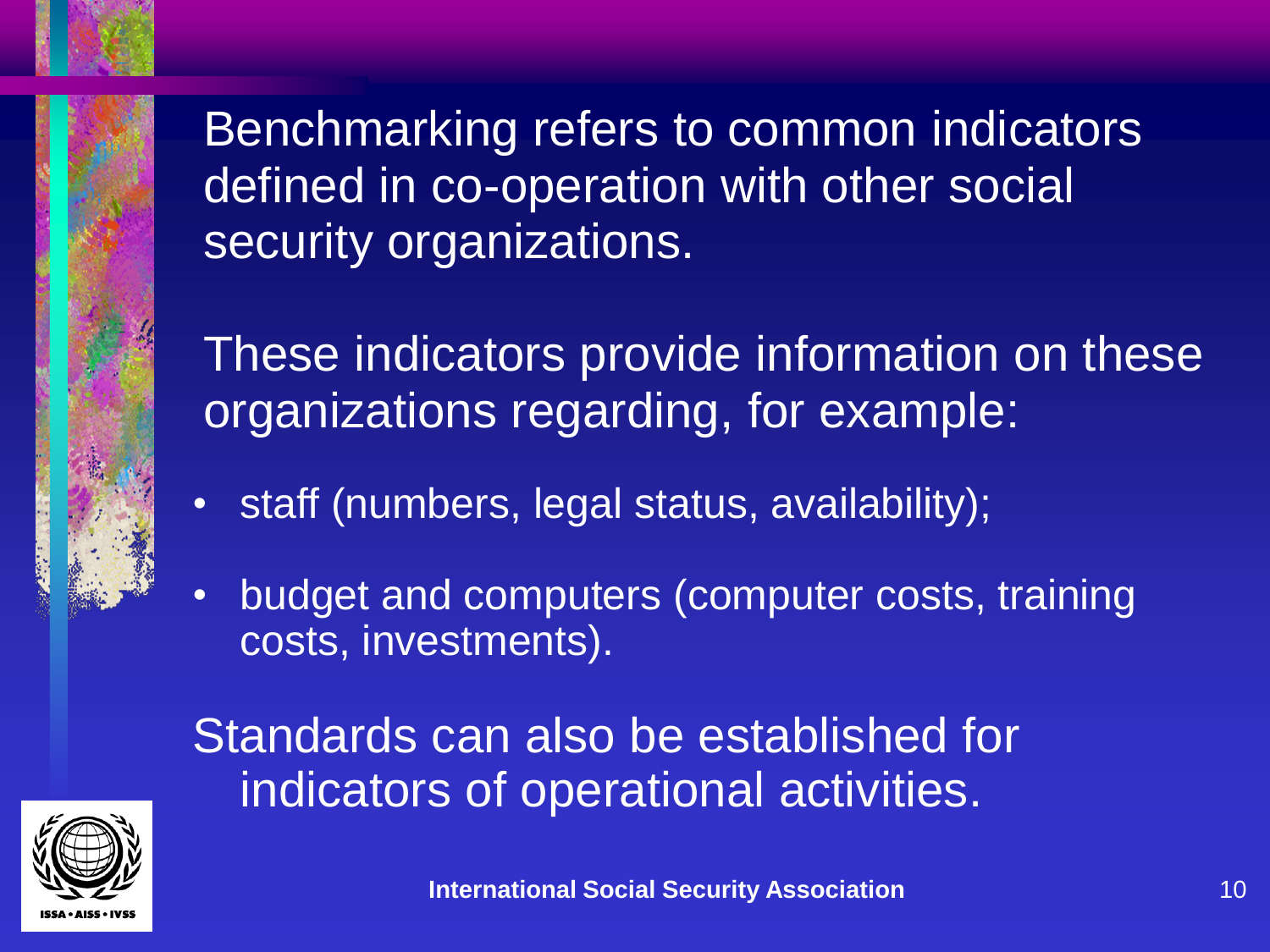Benchmarking refers to common indicators defined in co-operation with other social security organizations.

These indicators provide information on these organizations regarding, for example:

- staff (numbers, legal status, availability);
- budget and computers (computer costs, training costs, investments).

Standards can also be established for indicators of operational activities.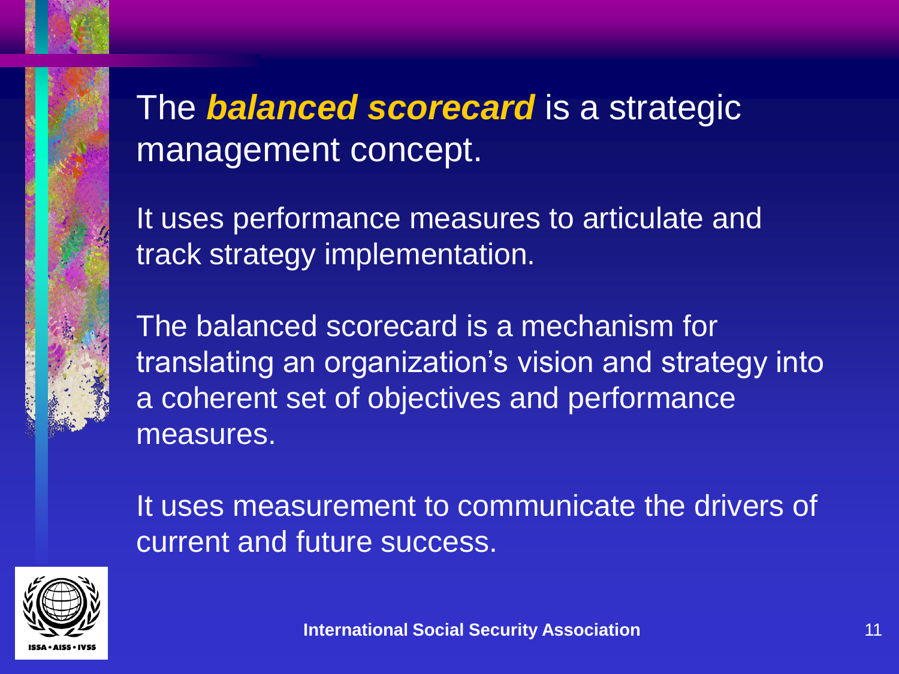The ***balanced scorecard*** is a strategic management concept.

It uses performance measures to articulate and track strategy implementation.

The balanced scorecard is a mechanism for translating an organization's vision and strategy into a coherent set of objectives and performance measures.

It uses measurement to communicate the drivers of current and future success.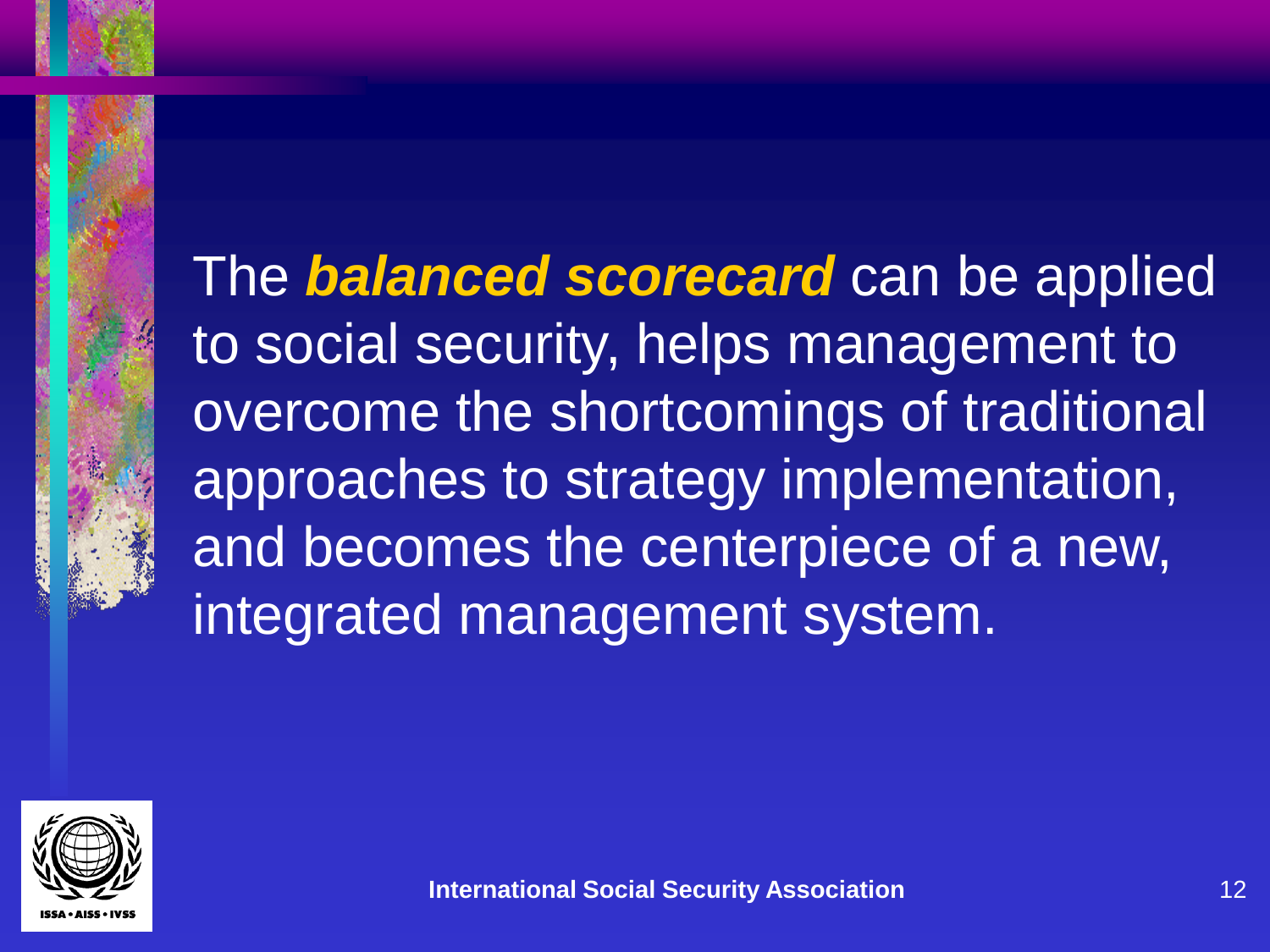The ***balanced scorecard*** can be applied to social security, helps management to overcome the shortcomings of traditional approaches to strategy implementation, and becomes the centerpiece of a new, integrated management system.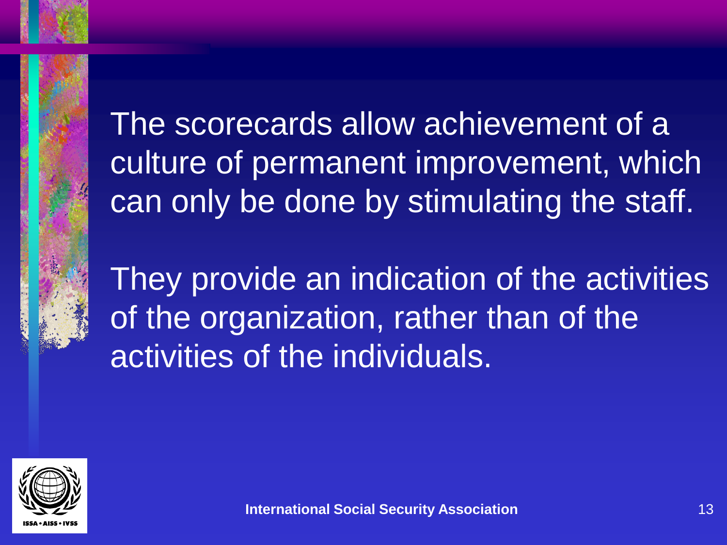The scorecards allow achievement of a culture of permanent improvement, which can only be done by stimulating the staff.

They provide an indication of the activities of the organization, rather than of the activities of the individuals.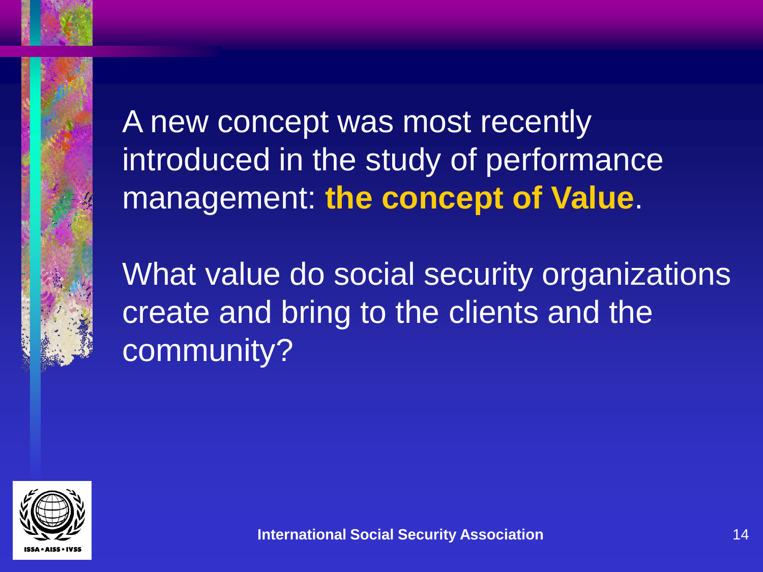A new concept was most recently introduced in the study of performance management: **the concept of Value**.

What value do social security organizations create and bring to the clients and the community?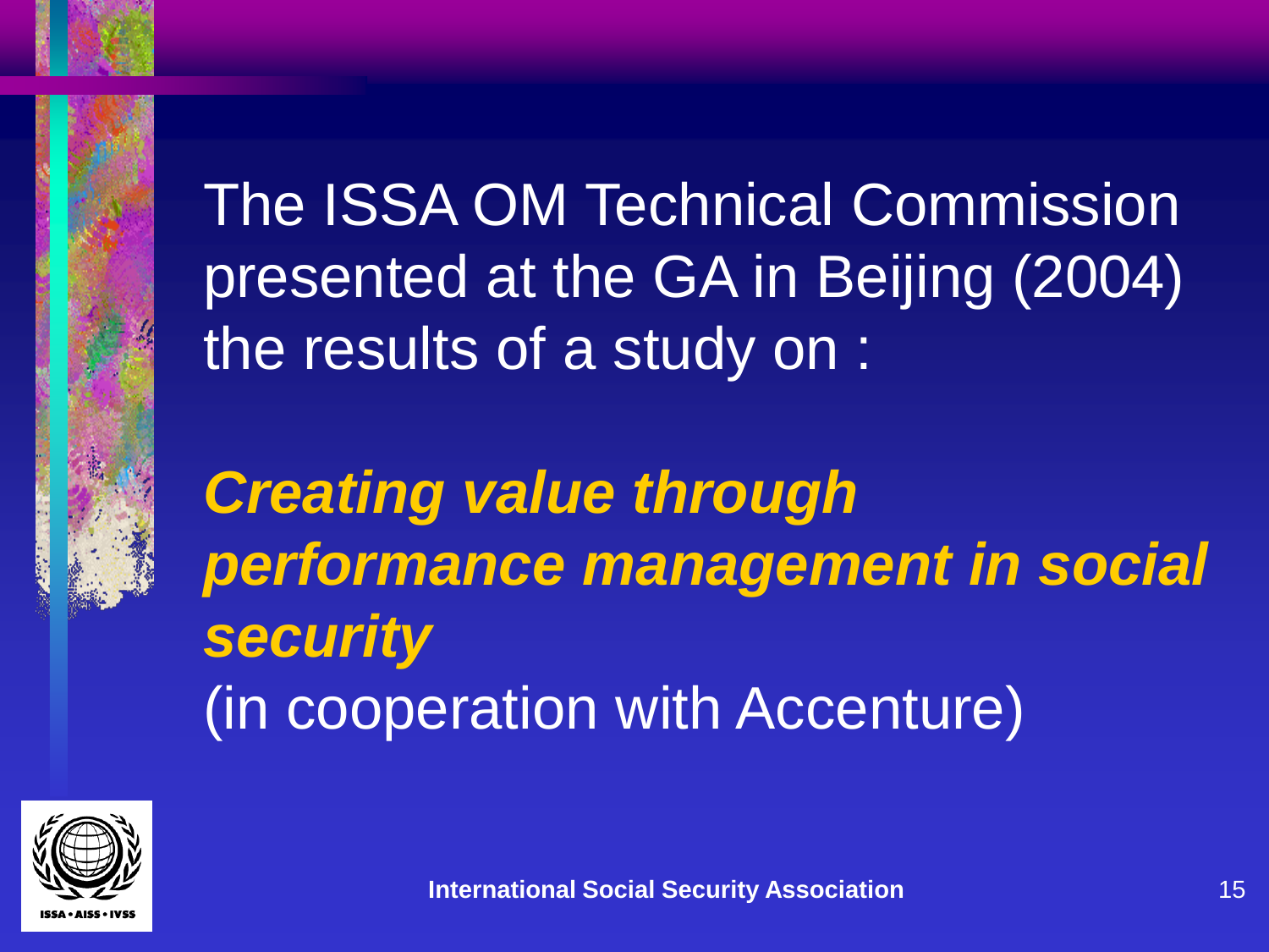The ISSA OM Technical Commission presented at the GA in Beijing (2004) the results of a study on :

***Creating value through performance management in social security***
(in cooperation with Accenture)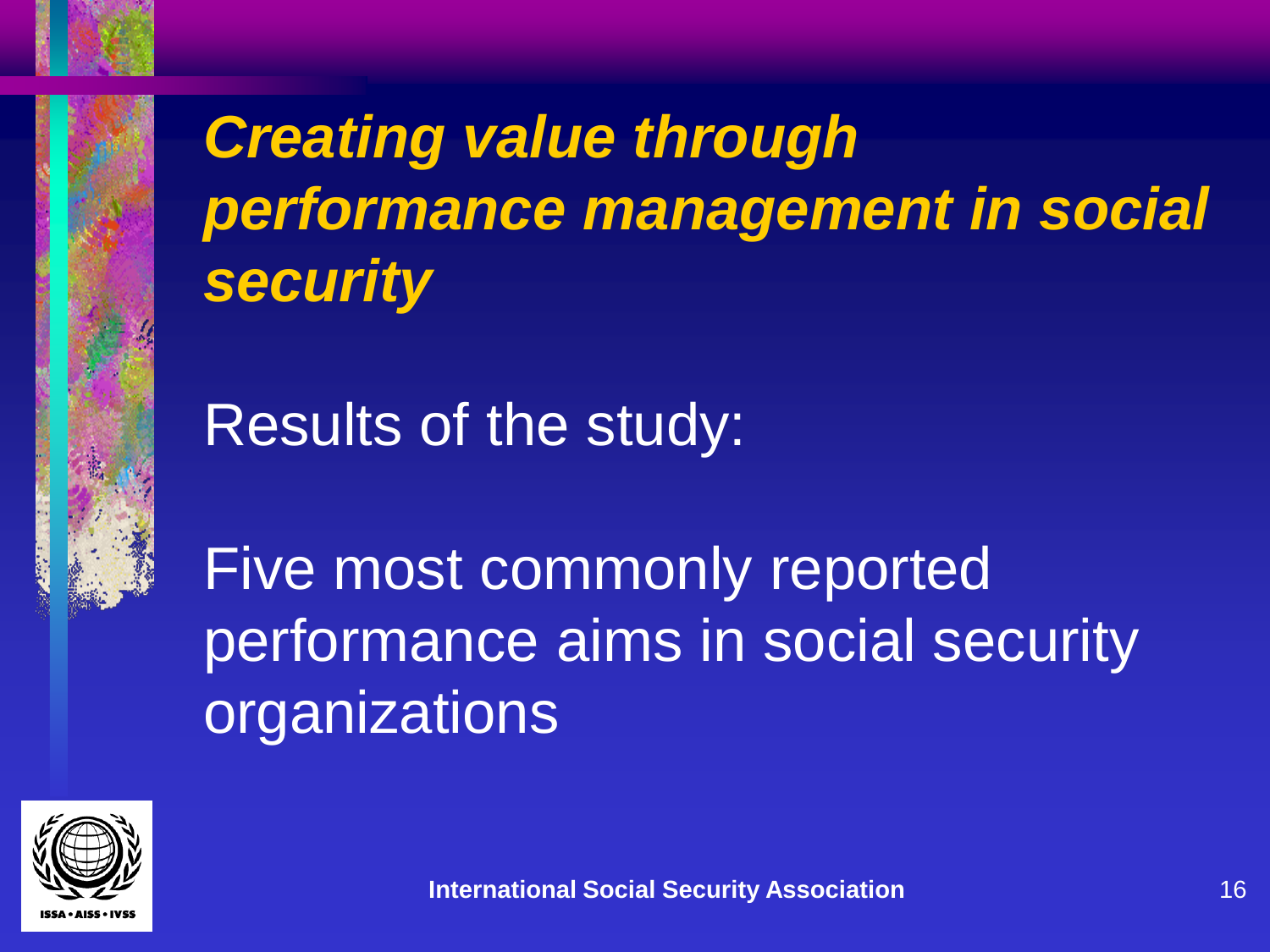# ***Creating value through performance management in social security***

Results of the study:

Five most commonly reported performance aims in social security organizations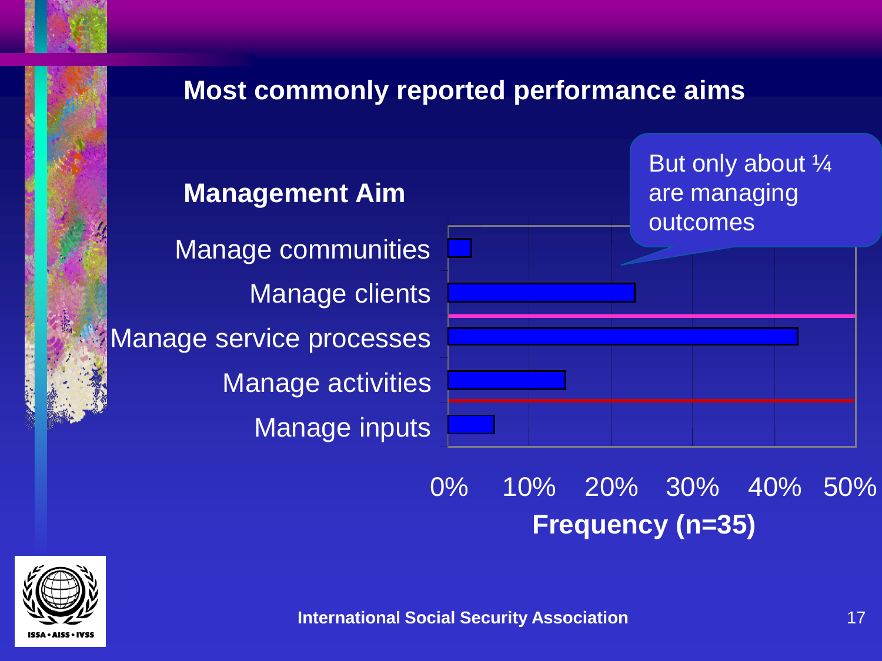## Most commonly reported performance aims

**Management Aim**

But only about ¼ are managing outcomes

| Management Aim | Frequency (n=35) |
| --- | --- |
| Manage communities | ~3% |
| Manage clients | ~23% |
| Manage service processes | ~43% |
| Manage activities | ~14% |
| Manage inputs | ~6% |

0% 10% 20% 30% 40% 50%

**Frequency (n=35)**

**International Social Security Association**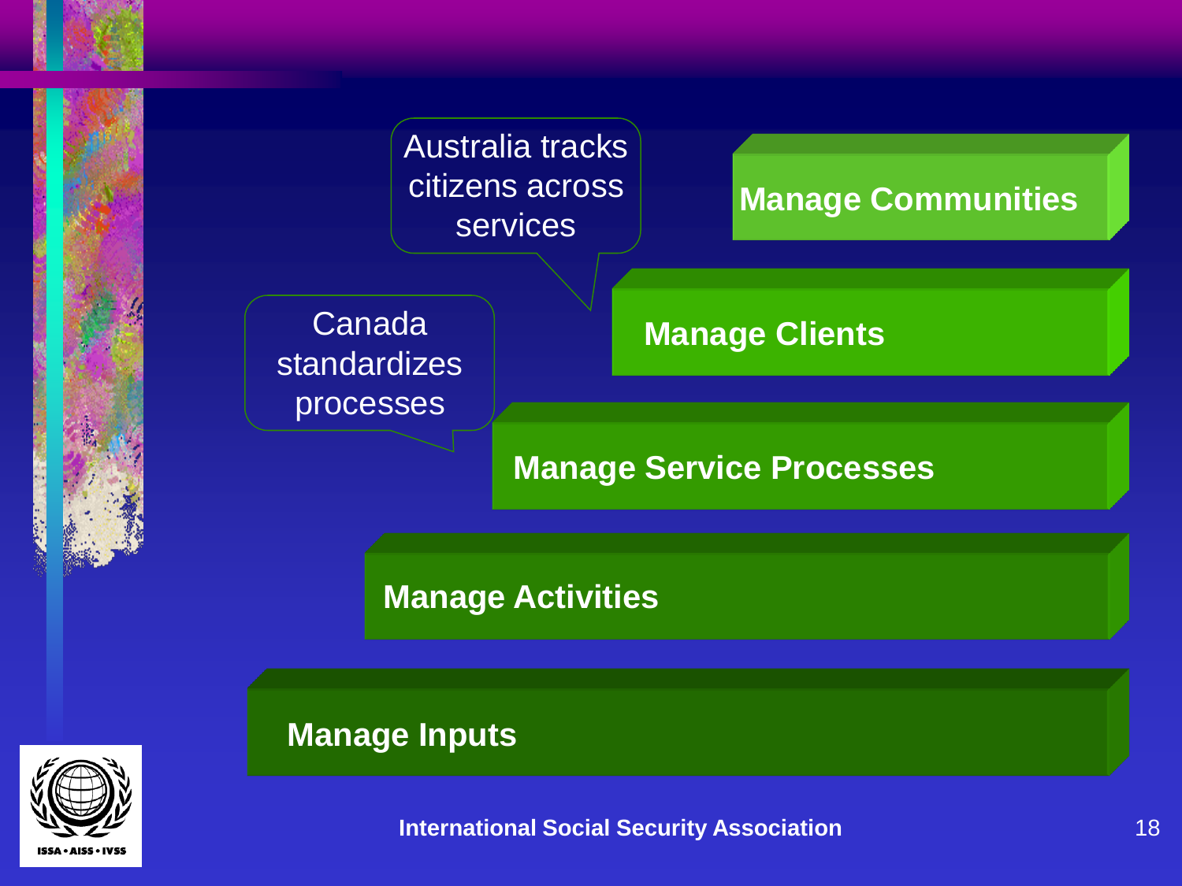Australia tracks citizens across services

Canada standardizes processes

**Manage Communities**

**Manage Clients**

**Manage Service Processes**

**Manage Activities**

**Manage Inputs**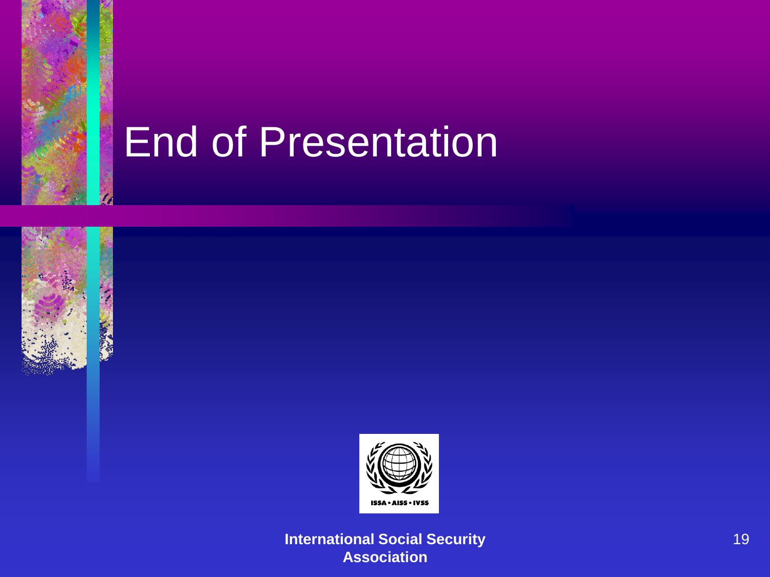# End of Presentation

ISSA • AISS • IVSS

**International Social Security Association**